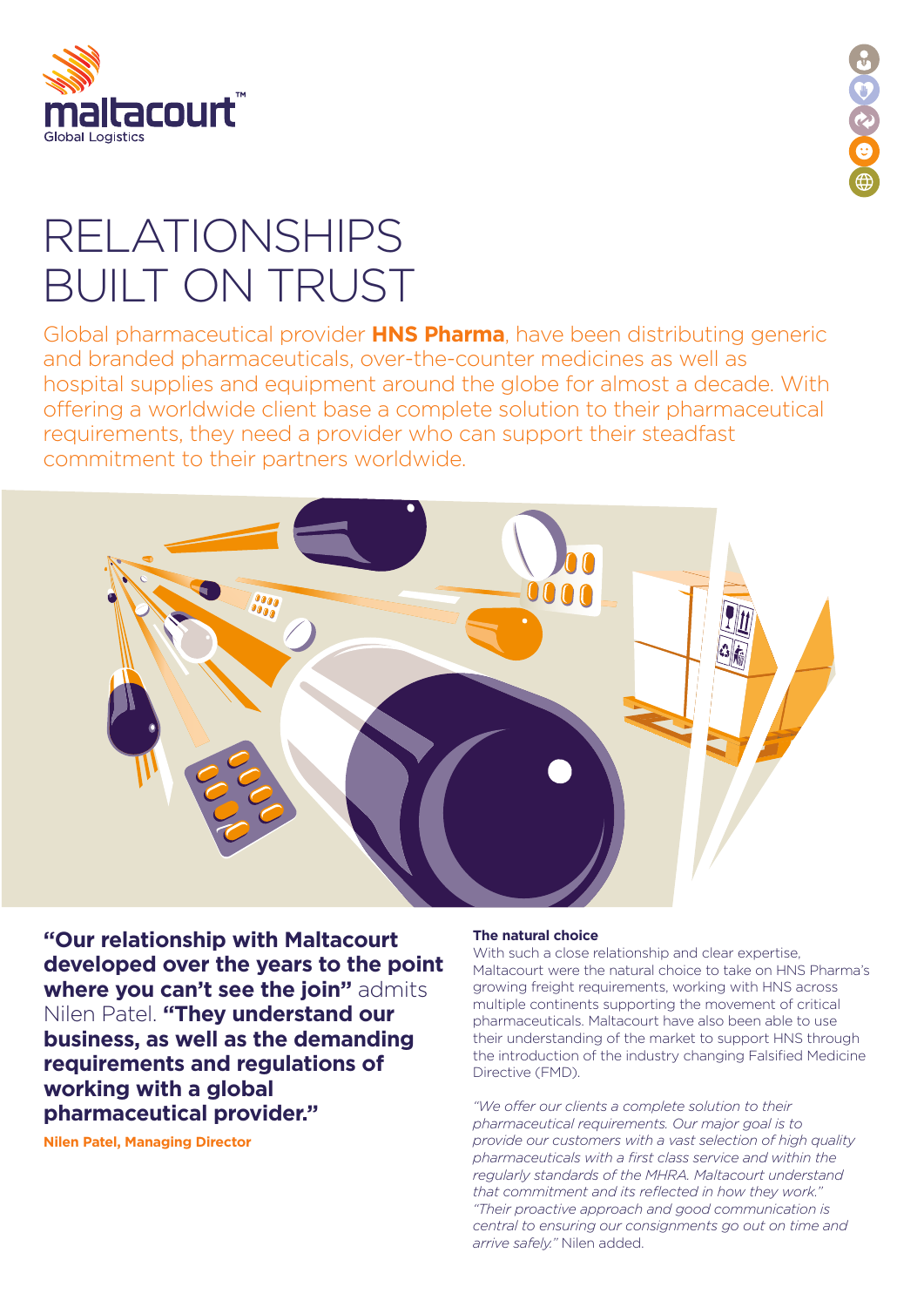maltacourt™
Global Logistics

# RELATIONSHIPS BUILT ON TRUST

Global pharmaceutical provider **HNS Pharma**, have been distributing generic and branded pharmaceuticals, over-the-counter medicines as well as hospital supplies and equipment around the globe for almost a decade. With offering a worldwide client base a complete solution to their pharmaceutical requirements, they need a provider who can support their steadfast commitment to their partners worldwide.

**"Our relationship with Maltacourt developed over the years to the point where you can't see the join"** admits Nilen Patel. **"They understand our business, as well as the demanding requirements and regulations of working with a global pharmaceutical provider."**

**Nilen Patel, Managing Director**

### The natural choice

With such a close relationship and clear expertise, Maltacourt were the natural choice to take on HNS Pharma's growing freight requirements, working with HNS across multiple continents supporting the movement of critical pharmaceuticals. Maltacourt have also been able to use their understanding of the market to support HNS through the introduction of the industry changing Falsified Medicine Directive (FMD).

*"We offer our clients a complete solution to their pharmaceutical requirements. Our major goal is to provide our customers with a vast selection of high quality pharmaceuticals with a first class service and within the regularly standards of the MHRA. Maltacourt understand that commitment and its reflected in how they work."* *"Their proactive approach and good communication is central to ensuring our consignments go out on time and arrive safely."* Nilen added.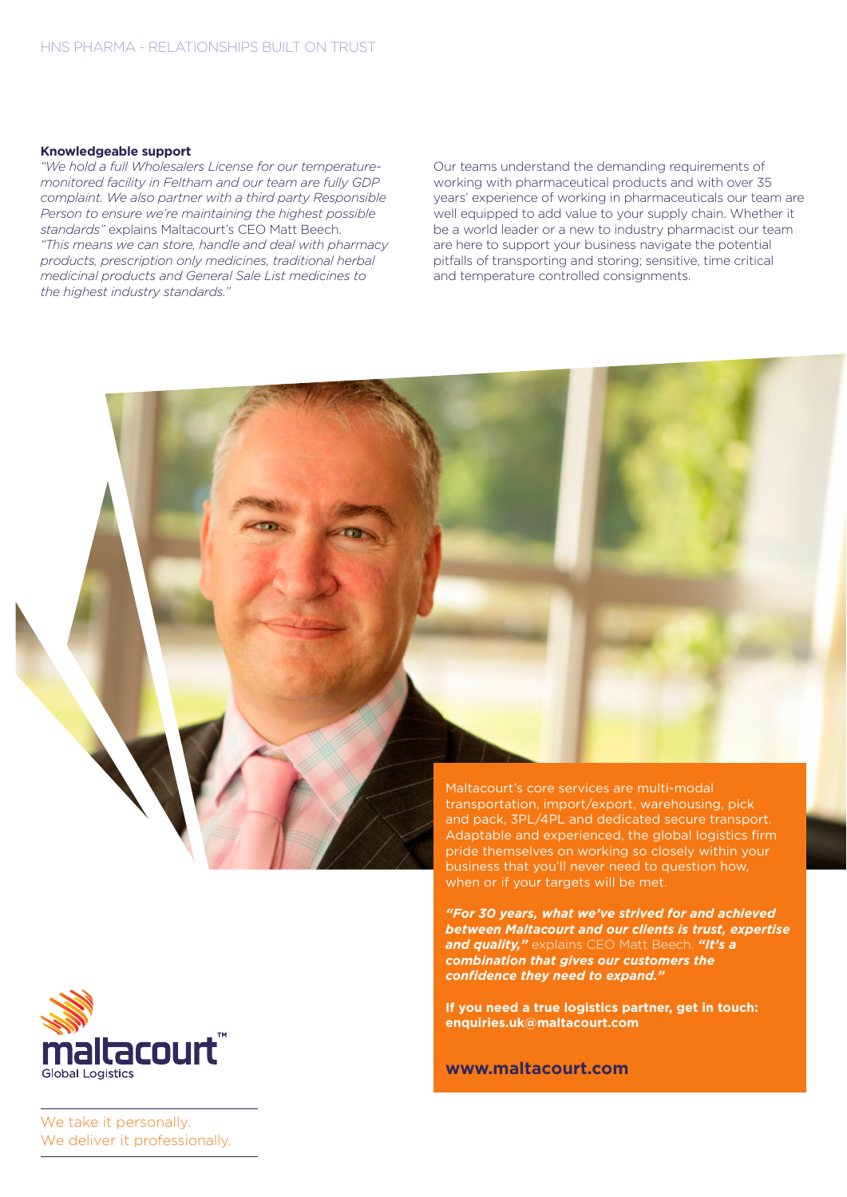**Knowledgeable support**

*"We hold a full Wholesalers License for our temperature-monitored facility in Feltham and our team are fully GDP complaint. We also partner with a third party Responsible Person to ensure we're maintaining the highest possible standards"* explains Maltacourt's CEO Matt Beech. *"This means we can store, handle and deal with pharmacy products, prescription only medicines, traditional herbal medicinal products and General Sale List medicines to the highest industry standards."*

Our teams understand the demanding requirements of working with pharmaceutical products and with over 35 years' experience of working in pharmaceuticals our team are well equipped to add value to your supply chain. Whether it be a world leader or a new to industry pharmacist our team are here to support your business navigate the potential pitfalls of transporting and storing; sensitive, time critical and temperature controlled consignments.

Maltacourt's core services are multi-modal transportation, import/export, warehousing, pick and pack, 3PL/4PL and dedicated secure transport. Adaptable and experienced, the global logistics firm pride themselves on working so closely within your business that you'll never need to question how, when or if your targets will be met.

***"For 30 years, what we've strived for and achieved between Maltacourt and our clients is trust, expertise and quality,"*** explains CEO Matt Beech. ***"It's a combination that gives our customers the confidence they need to expand."***

**If you need a true logistics partner, get in touch: enquiries.uk@maltacourt.com**

**www.maltacourt.com**

maltacourt™
Global Logistics

We take it personally.
We deliver it professionally.